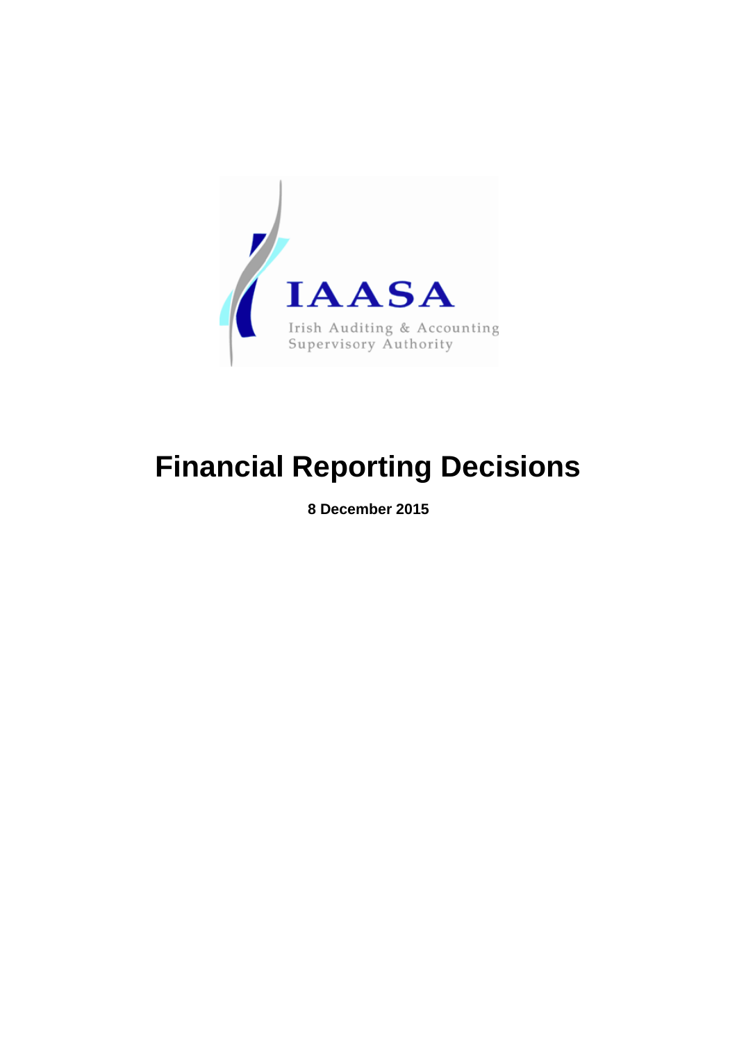IAASA

Irish Auditing & Accounting Supervisory Authority

# Financial Reporting Decisions

**8 December 2015**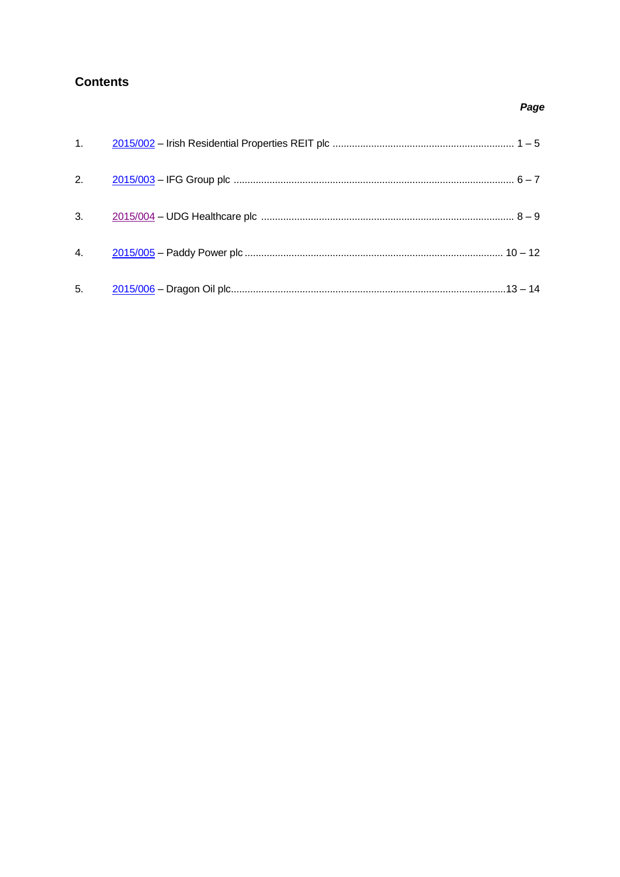## Contents

| | | *Page* |
|---|---|---|
| 1. | 2015/002 – Irish Residential Properties REIT plc | 1 – 5 |
| 2. | 2015/003 – IFG Group plc | 6 – 7 |
| 3. | 2015/004 – UDG Healthcare plc | 8 – 9 |
| 4. | 2015/005 – Paddy Power plc | 10 – 12 |
| 5. | 2015/006 – Dragon Oil plc | 13 – 14 |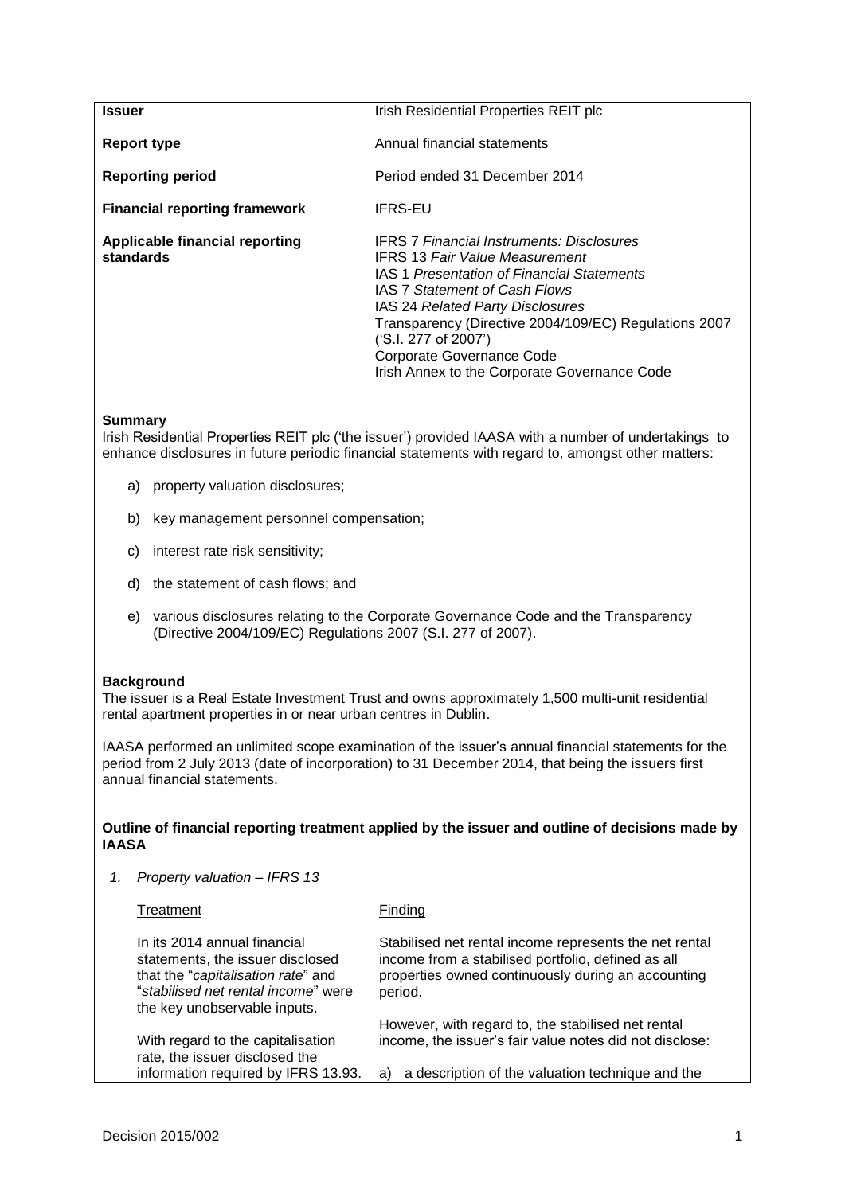| | |
|---|---|
| **Issuer** | Irish Residential Properties REIT plc |
| **Report type** | Annual financial statements |
| **Reporting period** | Period ended 31 December 2014 |
| **Financial reporting framework** | IFRS-EU |
| **Applicable financial reporting standards** | IFRS 7 *Financial Instruments: Disclosures*<br>IFRS 13 *Fair Value Measurement*<br>IAS 1 *Presentation of Financial Statements*<br>IAS 7 *Statement of Cash Flows*<br>IAS 24 *Related Party Disclosures*<br>Transparency (Directive 2004/109/EC) Regulations 2007 ('S.I. 277 of 2007')<br>Corporate Governance Code<br>Irish Annex to the Corporate Governance Code |

**Summary**

Irish Residential Properties REIT plc ('the issuer') provided IAASA with a number of undertakings to enhance disclosures in future periodic financial statements with regard to, amongst other matters:

a) property valuation disclosures;

b) key management personnel compensation;

c) interest rate risk sensitivity;

d) the statement of cash flows; and

e) various disclosures relating to the Corporate Governance Code and the Transparency (Directive 2004/109/EC) Regulations 2007 (S.I. 277 of 2007).

**Background**

The issuer is a Real Estate Investment Trust and owns approximately 1,500 multi-unit residential rental apartment properties in or near urban centres in Dublin.

IAASA performed an unlimited scope examination of the issuer's annual financial statements for the period from 2 July 2013 (date of incorporation) to 31 December 2014, that being the issuers first annual financial statements.

**Outline of financial reporting treatment applied by the issuer and outline of decisions made by IAASA**

1. *Property valuation – IFRS 13*

| Treatment | Finding |
|---|---|
| In its 2014 annual financial statements, the issuer disclosed that the "*capitalisation rate*" and "*stabilised net rental income*" were the key unobservable inputs.<br><br>With regard to the capitalisation rate, the issuer disclosed the information required by IFRS 13.93. | Stabilised net rental income represents the net rental income from a stabilised portfolio, defined as all properties owned continuously during an accounting period.<br><br>However, with regard to, the stabilised net rental income, the issuer's fair value notes did not disclose:<br><br>a) a description of the valuation technique and the |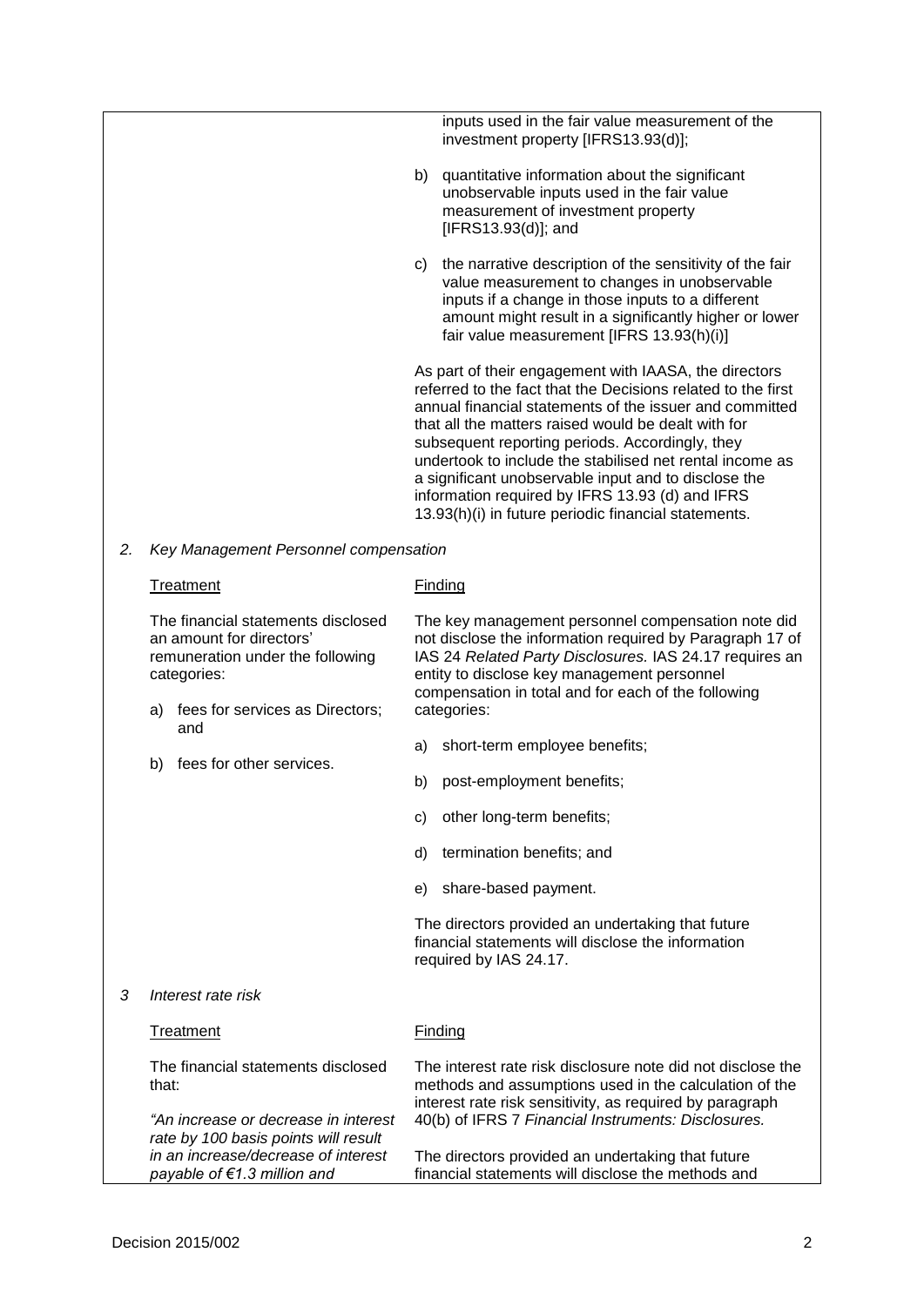| | |
|---|---|
| | inputs used in the fair value measurement of the investment property [IFRS13.93(d)];<br><br>b) quantitative information about the significant unobservable inputs used in the fair value measurement of investment property [IFRS13.93(d)]; and<br><br>c) the narrative description of the sensitivity of the fair value measurement to changes in unobservable inputs if a change in those inputs to a different amount might result in a significantly higher or lower fair value measurement [IFRS 13.93(h)(i)]<br><br>As part of their engagement with IAASA, the directors referred to the fact that the Decisions related to the first annual financial statements of the issuer and committed that all the matters raised would be dealt with for subsequent reporting periods. Accordingly, they undertook to include the stabilised net rental income as a significant unobservable input and to disclose the information required by IFRS 13.93 (d) and IFRS 13.93(h)(i) in future periodic financial statements. |

*2. Key Management Personnel compensation*

| Treatment | Finding |
|---|---|
| The financial statements disclosed an amount for directors' remuneration under the following categories:<br><br>a) fees for services as Directors; and<br><br>b) fees for other services. | The key management personnel compensation note did not disclose the information required by Paragraph 17 of IAS 24 *Related Party Disclosures.* IAS 24.17 requires an entity to disclose key management personnel compensation in total and for each of the following categories:<br><br>a) short-term employee benefits;<br><br>b) post-employment benefits;<br><br>c) other long-term benefits;<br><br>d) termination benefits; and<br><br>e) share-based payment.<br><br>The directors provided an undertaking that future financial statements will disclose the information required by IAS 24.17. |

*3 Interest rate risk*

| Treatment | Finding |
|---|---|
| The financial statements disclosed that:<br><br>*"An increase or decrease in interest rate by 100 basis points will result in an increase/decrease of interest payable of €1.3 million and* | The interest rate risk disclosure note did not disclose the methods and assumptions used in the calculation of the interest rate risk sensitivity, as required by paragraph 40(b) of IFRS 7 *Financial Instruments: Disclosures.*<br><br>The directors provided an undertaking that future financial statements will disclose the methods and |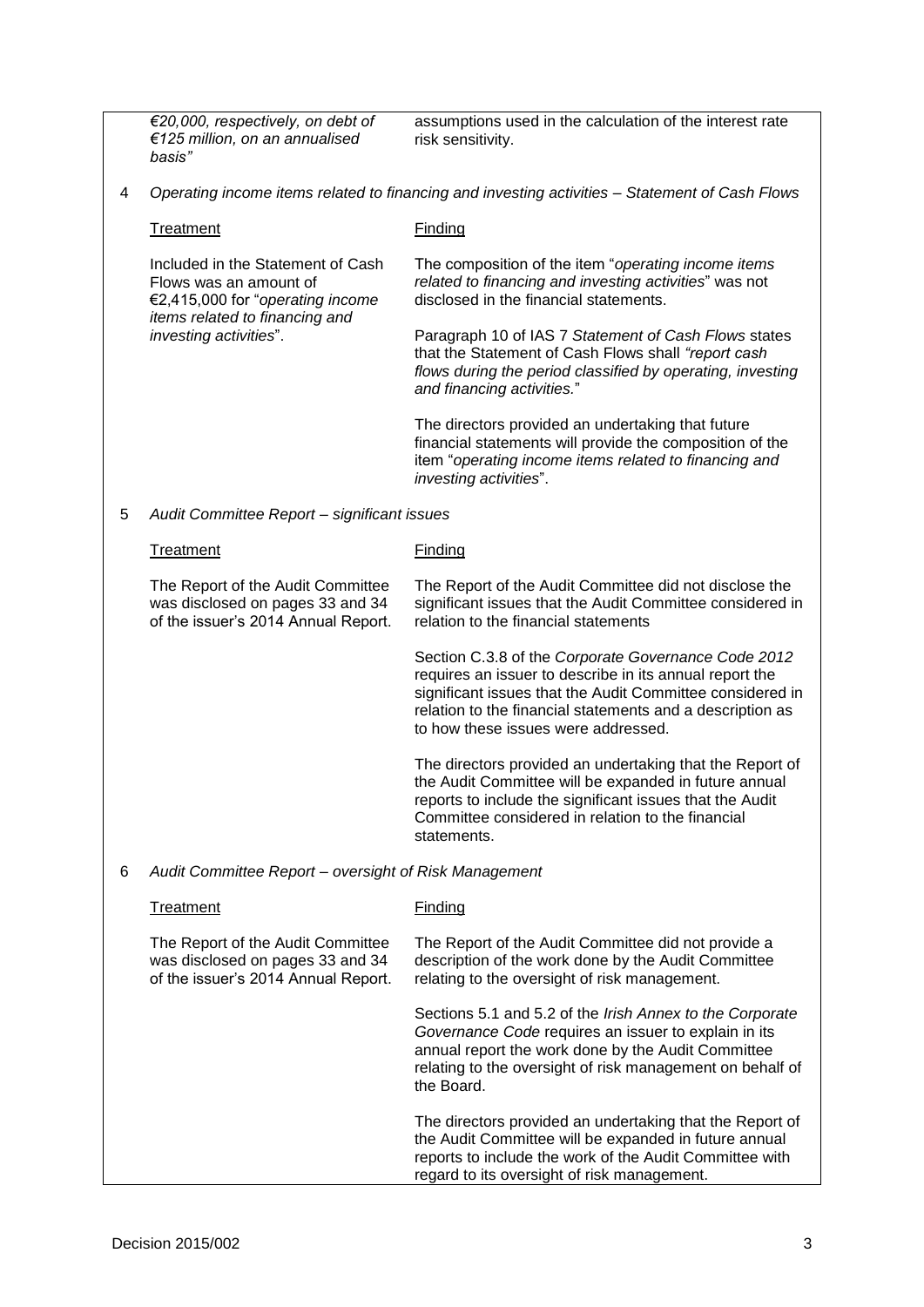| | Treatment | Finding |
|---|---|---|
| | *€20,000, respectively, on debt of €125 million, on an annualised basis"* | assumptions used in the calculation of the interest rate risk sensitivity. |

4 *Operating income items related to financing and investing activities – Statement of Cash Flows*

| Treatment | Finding |
|---|---|
| Included in the Statement of Cash Flows was an amount of €2,415,000 for "*operating income items related to financing and investing activities*". | The composition of the item "*operating income items related to financing and investing activities*" was not disclosed in the financial statements.<br><br>Paragraph 10 of IAS 7 *Statement of Cash Flows* states that the Statement of Cash Flows shall *"report cash flows during the period classified by operating, investing and financing activities.*"<br><br>The directors provided an undertaking that future financial statements will provide the composition of the item "*operating income items related to financing and investing activities*". |

5 *Audit Committee Report – significant issues*

| Treatment | Finding |
|---|---|
| The Report of the Audit Committee was disclosed on pages 33 and 34 of the issuer's 2014 Annual Report. | The Report of the Audit Committee did not disclose the significant issues that the Audit Committee considered in relation to the financial statements<br><br>Section C.3.8 of the *Corporate Governance Code 2012* requires an issuer to describe in its annual report the significant issues that the Audit Committee considered in relation to the financial statements and a description as to how these issues were addressed.<br><br>The directors provided an undertaking that the Report of the Audit Committee will be expanded in future annual reports to include the significant issues that the Audit Committee considered in relation to the financial statements. |

6 *Audit Committee Report – oversight of Risk Management*

| Treatment | Finding |
|---|---|
| The Report of the Audit Committee was disclosed on pages 33 and 34 of the issuer's 2014 Annual Report. | The Report of the Audit Committee did not provide a description of the work done by the Audit Committee relating to the oversight of risk management.<br><br>Sections 5.1 and 5.2 of the *Irish Annex to the Corporate Governance Code* requires an issuer to explain in its annual report the work done by the Audit Committee relating to the oversight of risk management on behalf of the Board.<br><br>The directors provided an undertaking that the Report of the Audit Committee will be expanded in future annual reports to include the work of the Audit Committee with regard to its oversight of risk management. |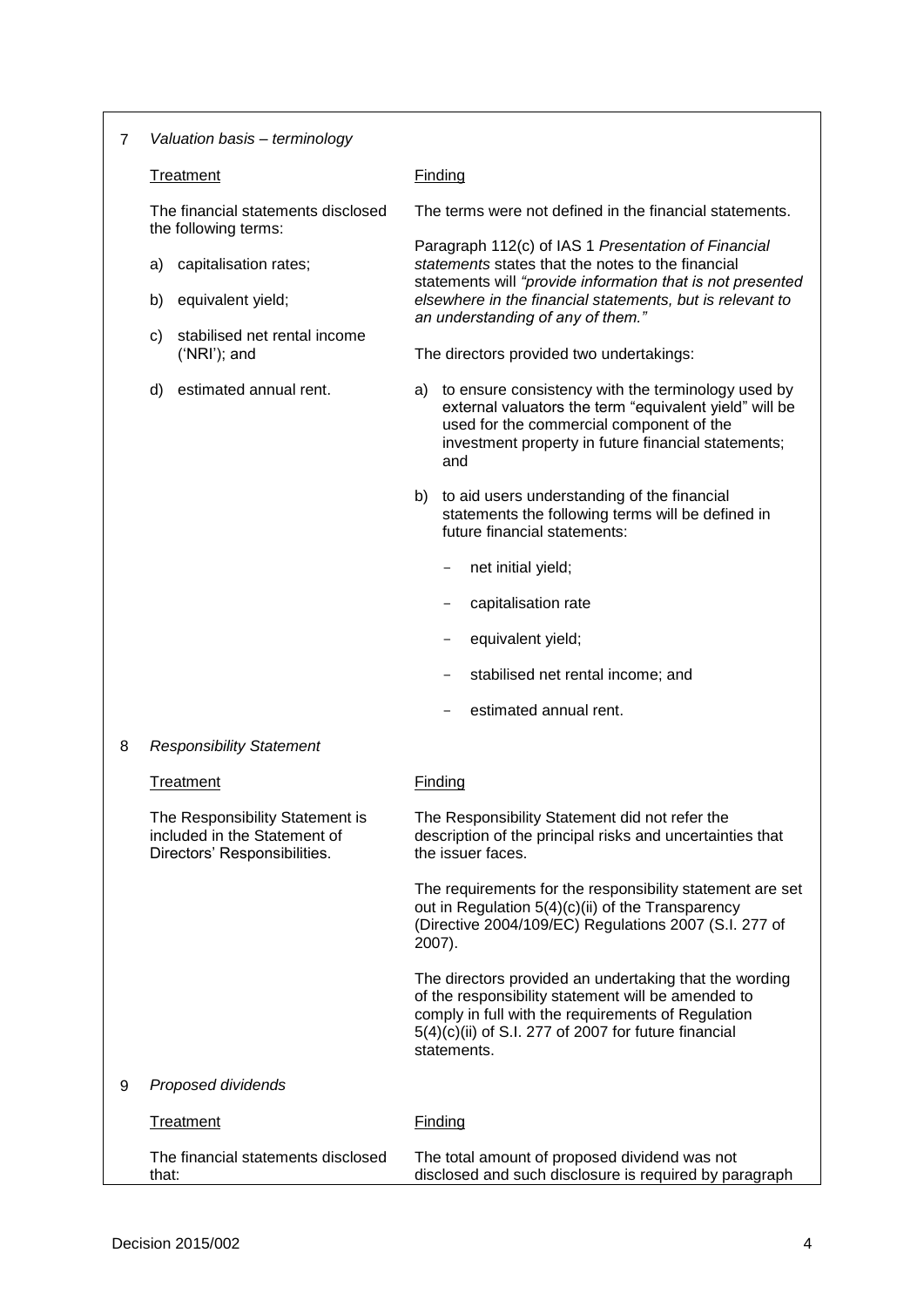7 *Valuation basis – terminology*

| Treatment | Finding |
|---|---|
| The financial statements disclosed the following terms:<br><br>a) capitalisation rates;<br><br>b) equivalent yield;<br><br>c) stabilised net rental income ('NRI'); and<br><br>d) estimated annual rent. | The terms were not defined in the financial statements.<br><br>Paragraph 112(c) of IAS 1 *Presentation of Financial statements* states that the notes to the financial statements will *"provide information that is not presented elsewhere in the financial statements, but is relevant to an understanding of any of them."*<br><br>The directors provided two undertakings:<br><br>a) to ensure consistency with the terminology used by external valuators the term "equivalent yield" will be used for the commercial component of the investment property in future financial statements; and<br><br>b) to aid users understanding of the financial statements the following terms will be defined in future financial statements:<br><br>- net initial yield;<br>- capitalisation rate<br>- equivalent yield;<br>- stabilised net rental income; and<br>- estimated annual rent. |

8 *Responsibility Statement*

| Treatment | Finding |
|---|---|
| The Responsibility Statement is included in the Statement of Directors' Responsibilities. | The Responsibility Statement did not refer the description of the principal risks and uncertainties that the issuer faces.<br><br>The requirements for the responsibility statement are set out in Regulation 5(4)(c)(ii) of the Transparency (Directive 2004/109/EC) Regulations 2007 (S.I. 277 of 2007).<br><br>The directors provided an undertaking that the wording of the responsibility statement will be amended to comply in full with the requirements of Regulation 5(4)(c)(ii) of S.I. 277 of 2007 for future financial statements. |

9 *Proposed dividends*

| Treatment | Finding |
|---|---|
| The financial statements disclosed that: | The total amount of proposed dividend was not disclosed and such disclosure is required by paragraph |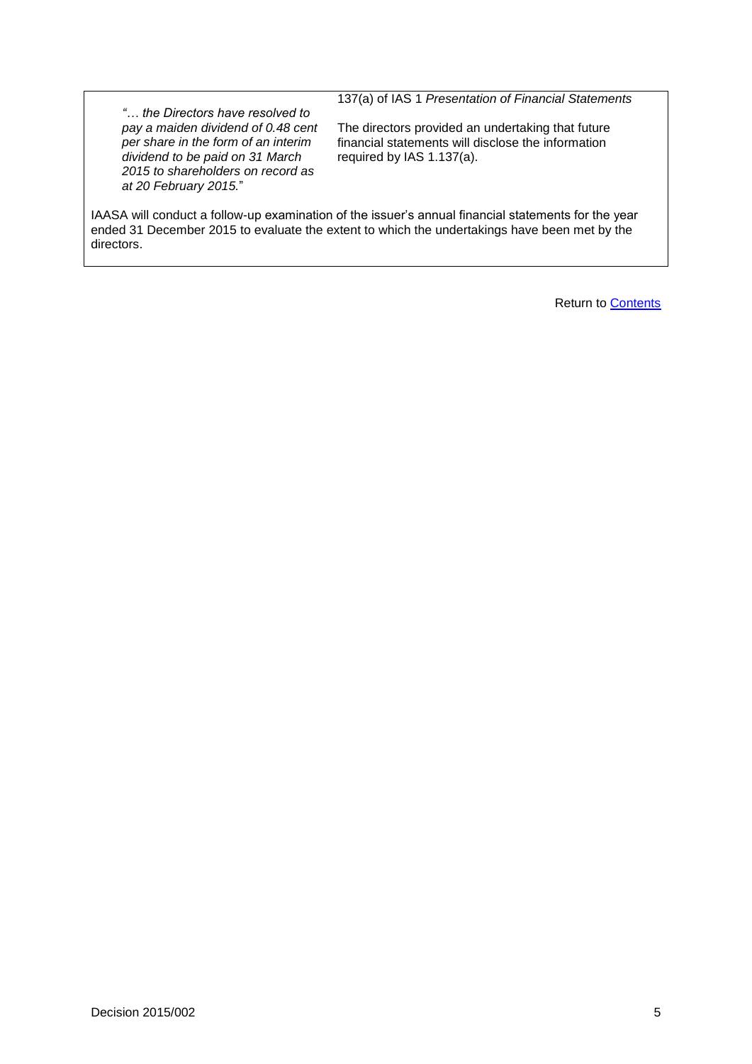| | |
|---|---|
| *"… the Directors have resolved to pay a maiden dividend of 0.48 cent per share in the form of an interim dividend to be paid on 31 March 2015 to shareholders on record as at 20 February 2015.*" | 137(a) of IAS 1 *Presentation of Financial Statements*<br><br>The directors provided an undertaking that future financial statements will disclose the information required by IAS 1.137(a). |

IAASA will conduct a follow-up examination of the issuer's annual financial statements for the year ended 31 December 2015 to evaluate the extent to which the undertakings have been met by the directors.

Return to [Contents]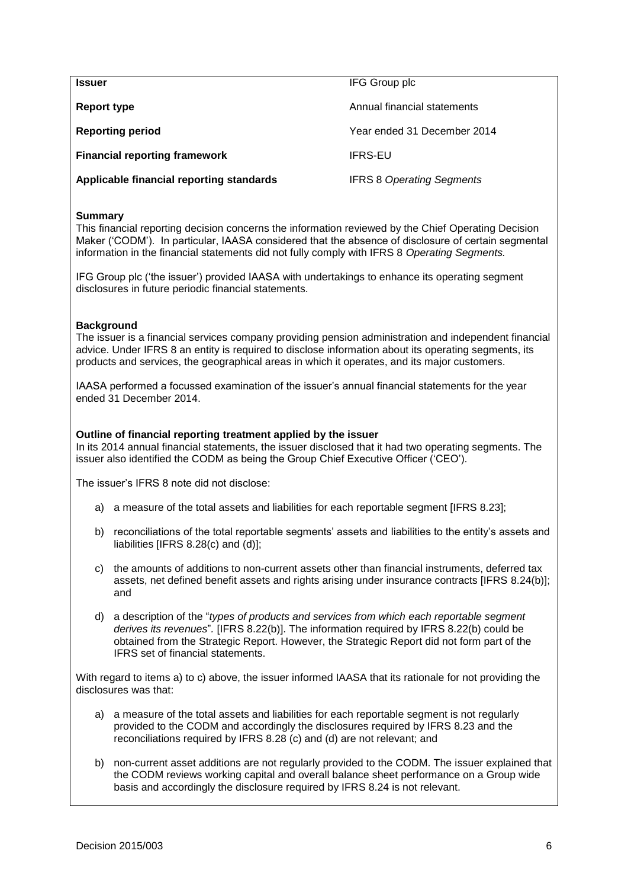| | |
|---|---|
| **Issuer** | IFG Group plc |
| **Report type** | Annual financial statements |
| **Reporting period** | Year ended 31 December 2014 |
| **Financial reporting framework** | IFRS-EU |
| **Applicable financial reporting standards** | IFRS 8 *Operating Segments* |

**Summary**

This financial reporting decision concerns the information reviewed by the Chief Operating Decision Maker ('CODM'). In particular, IAASA considered that the absence of disclosure of certain segmental information in the financial statements did not fully comply with IFRS 8 *Operating Segments.*

IFG Group plc ('the issuer') provided IAASA with undertakings to enhance its operating segment disclosures in future periodic financial statements.

**Background**

The issuer is a financial services company providing pension administration and independent financial advice. Under IFRS 8 an entity is required to disclose information about its operating segments, its products and services, the geographical areas in which it operates, and its major customers.

IAASA performed a focussed examination of the issuer's annual financial statements for the year ended 31 December 2014.

**Outline of financial reporting treatment applied by the issuer**

In its 2014 annual financial statements, the issuer disclosed that it had two operating segments. The issuer also identified the CODM as being the Group Chief Executive Officer ('CEO').

The issuer's IFRS 8 note did not disclose:

a) a measure of the total assets and liabilities for each reportable segment [IFRS 8.23];

b) reconciliations of the total reportable segments' assets and liabilities to the entity's assets and liabilities [IFRS 8.28(c) and (d)];

c) the amounts of additions to non-current assets other than financial instruments, deferred tax assets, net defined benefit assets and rights arising under insurance contracts [IFRS 8.24(b)]; and

d) a description of the "*types of products and services from which each reportable segment derives its revenues*". [IFRS 8.22(b)]. The information required by IFRS 8.22(b) could be obtained from the Strategic Report. However, the Strategic Report did not form part of the IFRS set of financial statements.

With regard to items a) to c) above, the issuer informed IAASA that its rationale for not providing the disclosures was that:

a) a measure of the total assets and liabilities for each reportable segment is not regularly provided to the CODM and accordingly the disclosures required by IFRS 8.23 and the reconciliations required by IFRS 8.28 (c) and (d) are not relevant; and

b) non-current asset additions are not regularly provided to the CODM. The issuer explained that the CODM reviews working capital and overall balance sheet performance on a Group wide basis and accordingly the disclosure required by IFRS 8.24 is not relevant.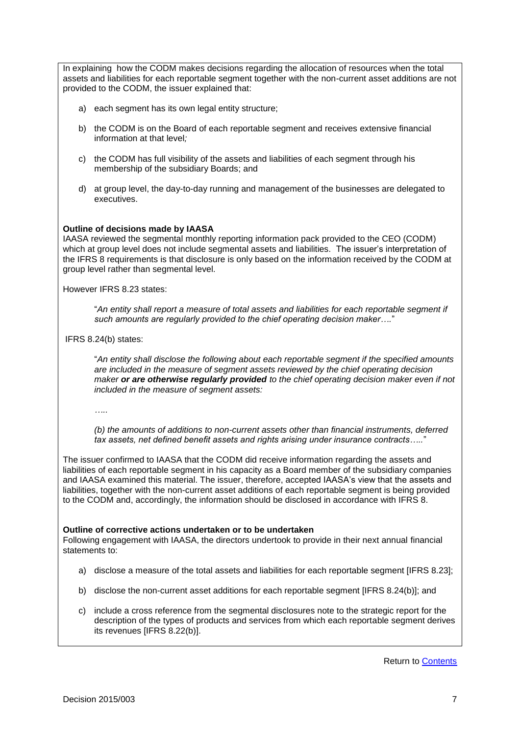In explaining how the CODM makes decisions regarding the allocation of resources when the total assets and liabilities for each reportable segment together with the non-current asset additions are not provided to the CODM, the issuer explained that:

a) each segment has its own legal entity structure;

b) the CODM is on the Board of each reportable segment and receives extensive financial information at that level*;*

c) the CODM has full visibility of the assets and liabilities of each segment through his membership of the subsidiary Boards; and

d) at group level, the day-to-day running and management of the businesses are delegated to executives.

**Outline of decisions made by IAASA**

IAASA reviewed the segmental monthly reporting information pack provided to the CEO (CODM) which at group level does not include segmental assets and liabilities. The issuer's interpretation of the IFRS 8 requirements is that disclosure is only based on the information received by the CODM at group level rather than segmental level.

However IFRS 8.23 states:

> "*An entity shall report a measure of total assets and liabilities for each reportable segment if such amounts are regularly provided to the chief operating decision maker….*"

IFRS 8.24(b) states:

> "*An entity shall disclose the following about each reportable segment if the specified amounts are included in the measure of segment assets reviewed by the chief operating decision maker **or are otherwise regularly provided** to the chief operating decision maker even if not included in the measure of segment assets:*
>
> *…..*
>
> *(b) the amounts of additions to non-current assets other than financial instruments, deferred tax assets, net defined benefit assets and rights arising under insurance contracts…..*"

The issuer confirmed to IAASA that the CODM did receive information regarding the assets and liabilities of each reportable segment in his capacity as a Board member of the subsidiary companies and IAASA examined this material. The issuer, therefore, accepted IAASA's view that the assets and liabilities, together with the non-current asset additions of each reportable segment is being provided to the CODM and, accordingly, the information should be disclosed in accordance with IFRS 8.

**Outline of corrective actions undertaken or to be undertaken**

Following engagement with IAASA, the directors undertook to provide in their next annual financial statements to:

a) disclose a measure of the total assets and liabilities for each reportable segment [IFRS 8.23];

b) disclose the non-current asset additions for each reportable segment [IFRS 8.24(b)]; and

c) include a cross reference from the segmental disclosures note to the strategic report for the description of the types of products and services from which each reportable segment derives its revenues [IFRS 8.22(b)].

Return to Contents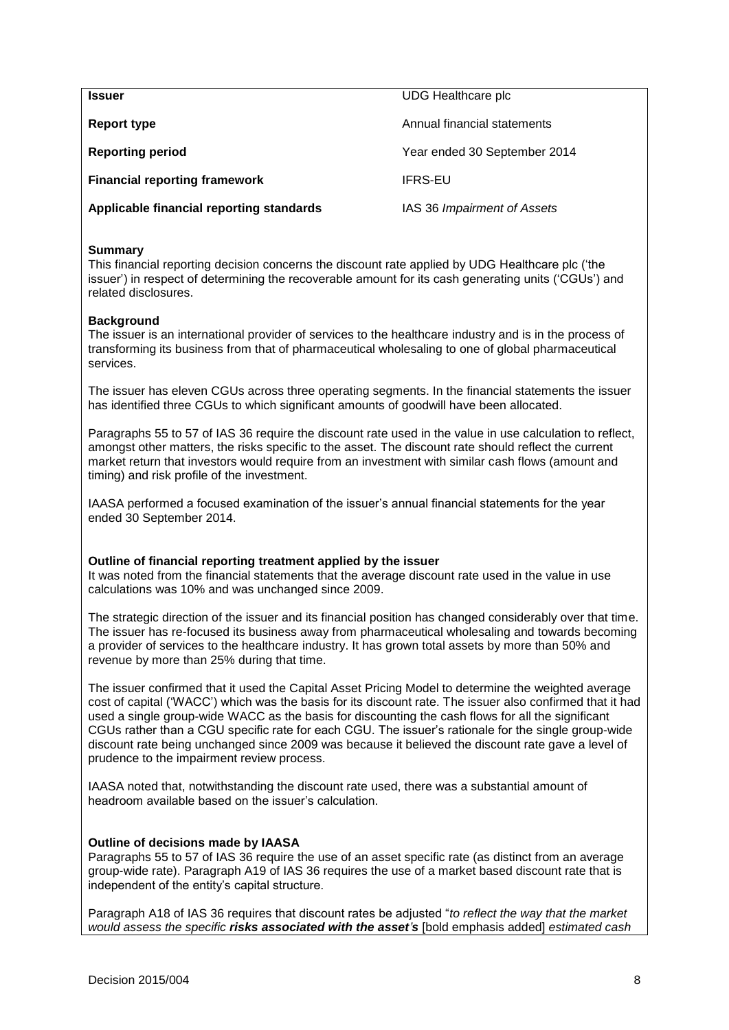| | |
|---|---|
| **Issuer** | UDG Healthcare plc |
| **Report type** | Annual financial statements |
| **Reporting period** | Year ended 30 September 2014 |
| **Financial reporting framework** | IFRS-EU |
| **Applicable financial reporting standards** | IAS 36 *Impairment of Assets* |

**Summary**
This financial reporting decision concerns the discount rate applied by UDG Healthcare plc ('the issuer') in respect of determining the recoverable amount for its cash generating units ('CGUs') and related disclosures.

**Background**
The issuer is an international provider of services to the healthcare industry and is in the process of transforming its business from that of pharmaceutical wholesaling to one of global pharmaceutical services.

The issuer has eleven CGUs across three operating segments. In the financial statements the issuer has identified three CGUs to which significant amounts of goodwill have been allocated.

Paragraphs 55 to 57 of IAS 36 require the discount rate used in the value in use calculation to reflect, amongst other matters, the risks specific to the asset. The discount rate should reflect the current market return that investors would require from an investment with similar cash flows (amount and timing) and risk profile of the investment.

IAASA performed a focused examination of the issuer's annual financial statements for the year ended 30 September 2014.

**Outline of financial reporting treatment applied by the issuer**
It was noted from the financial statements that the average discount rate used in the value in use calculations was 10% and was unchanged since 2009.

The strategic direction of the issuer and its financial position has changed considerably over that time. The issuer has re-focused its business away from pharmaceutical wholesaling and towards becoming a provider of services to the healthcare industry. It has grown total assets by more than 50% and revenue by more than 25% during that time.

The issuer confirmed that it used the Capital Asset Pricing Model to determine the weighted average cost of capital ('WACC') which was the basis for its discount rate. The issuer also confirmed that it had used a single group-wide WACC as the basis for discounting the cash flows for all the significant CGUs rather than a CGU specific rate for each CGU. The issuer's rationale for the single group-wide discount rate being unchanged since 2009 was because it believed the discount rate gave a level of prudence to the impairment review process.

IAASA noted that, notwithstanding the discount rate used, there was a substantial amount of headroom available based on the issuer's calculation.

**Outline of decisions made by IAASA**
Paragraphs 55 to 57 of IAS 36 require the use of an asset specific rate (as distinct from an average group-wide rate). Paragraph A19 of IAS 36 requires the use of a market based discount rate that is independent of the entity's capital structure.

Paragraph A18 of IAS 36 requires that discount rates be adjusted "*to reflect the way that the market would assess the specific **risks associated with the asset's*** [bold emphasis added] *estimated cash*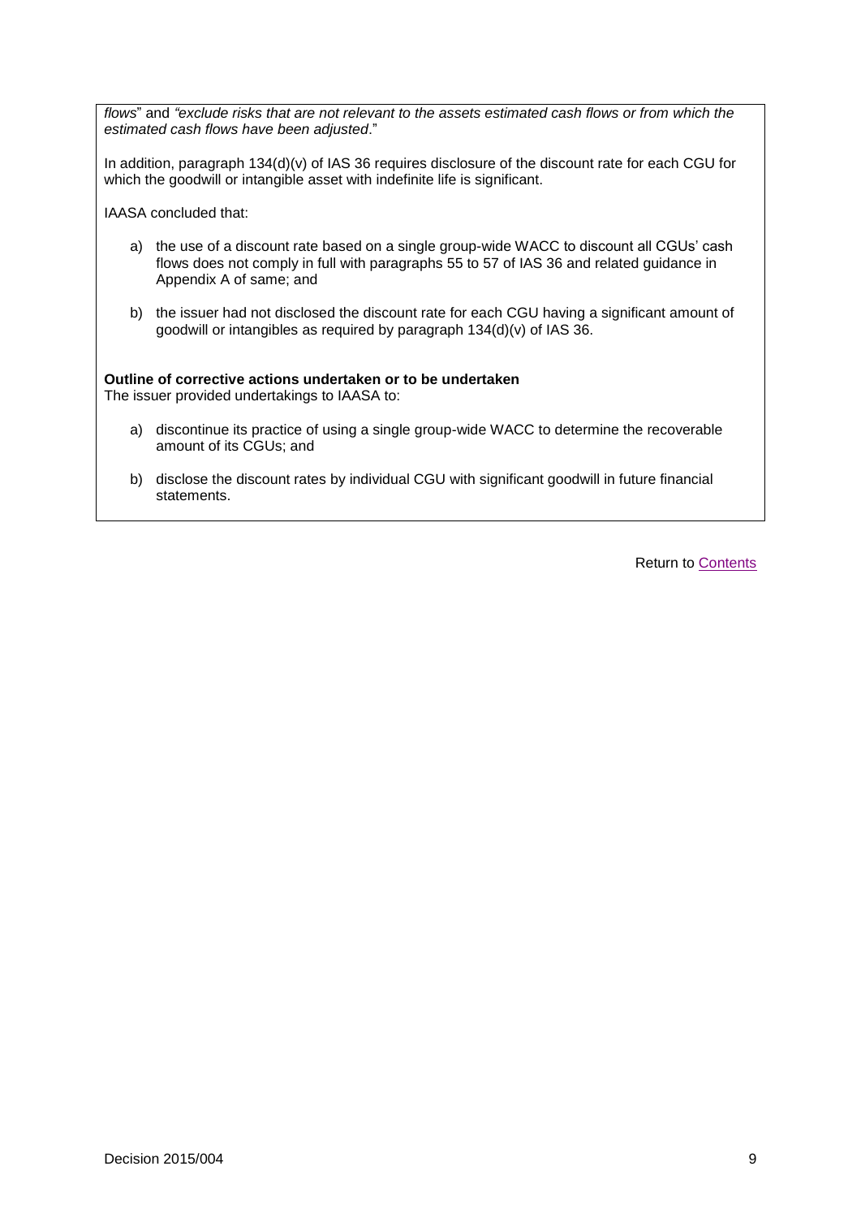*flows*" and *"exclude risks that are not relevant to the assets estimated cash flows or from which the estimated cash flows have been adjusted*."

In addition, paragraph 134(d)(v) of IAS 36 requires disclosure of the discount rate for each CGU for which the goodwill or intangible asset with indefinite life is significant.

IAASA concluded that:

a) the use of a discount rate based on a single group-wide WACC to discount all CGUs' cash flows does not comply in full with paragraphs 55 to 57 of IAS 36 and related guidance in Appendix A of same; and

b) the issuer had not disclosed the discount rate for each CGU having a significant amount of goodwill or intangibles as required by paragraph 134(d)(v) of IAS 36.

**Outline of corrective actions undertaken or to be undertaken**

The issuer provided undertakings to IAASA to:

a) discontinue its practice of using a single group-wide WACC to determine the recoverable amount of its CGUs; and

b) disclose the discount rates by individual CGU with significant goodwill in future financial statements.

Return to Contents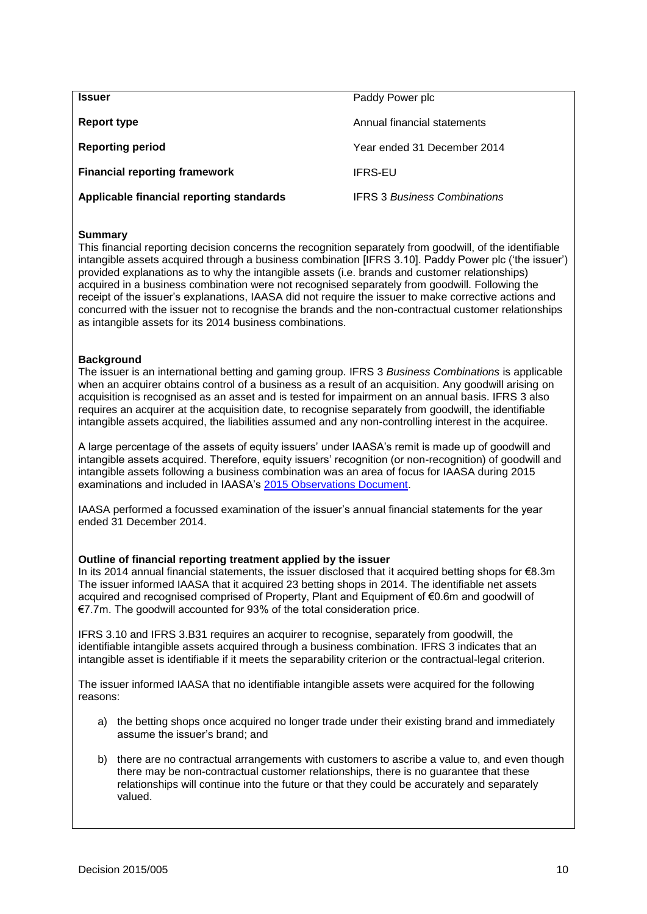| **Issuer** | Paddy Power plc |
|---|---|
| **Report type** | Annual financial statements |
| **Reporting period** | Year ended 31 December 2014 |
| **Financial reporting framework** | IFRS-EU |
| **Applicable financial reporting standards** | IFRS 3 *Business Combinations* |

**Summary**

This financial reporting decision concerns the recognition separately from goodwill, of the identifiable intangible assets acquired through a business combination [IFRS 3.10]. Paddy Power plc ('the issuer') provided explanations as to why the intangible assets (i.e. brands and customer relationships) acquired in a business combination were not recognised separately from goodwill. Following the receipt of the issuer's explanations, IAASA did not require the issuer to make corrective actions and concurred with the issuer not to recognise the brands and the non-contractual customer relationships as intangible assets for its 2014 business combinations.

**Background**

The issuer is an international betting and gaming group. IFRS 3 *Business Combinations* is applicable when an acquirer obtains control of a business as a result of an acquisition. Any goodwill arising on acquisition is recognised as an asset and is tested for impairment on an annual basis. IFRS 3 also requires an acquirer at the acquisition date, to recognise separately from goodwill, the identifiable intangible assets acquired, the liabilities assumed and any non-controlling interest in the acquiree.

A large percentage of the assets of equity issuers' under IAASA's remit is made up of goodwill and intangible assets acquired. Therefore, equity issuers' recognition (or non-recognition) of goodwill and intangible assets following a business combination was an area of focus for IAASA during 2015 examinations and included in IAASA's 2015 Observations Document.

IAASA performed a focussed examination of the issuer's annual financial statements for the year ended 31 December 2014.

**Outline of financial reporting treatment applied by the issuer**

In its 2014 annual financial statements, the issuer disclosed that it acquired betting shops for €8.3m The issuer informed IAASA that it acquired 23 betting shops in 2014. The identifiable net assets acquired and recognised comprised of Property, Plant and Equipment of €0.6m and goodwill of €7.7m. The goodwill accounted for 93% of the total consideration price.

IFRS 3.10 and IFRS 3.B31 requires an acquirer to recognise, separately from goodwill, the identifiable intangible assets acquired through a business combination. IFRS 3 indicates that an intangible asset is identifiable if it meets the separability criterion or the contractual-legal criterion.

The issuer informed IAASA that no identifiable intangible assets were acquired for the following reasons:

a) the betting shops once acquired no longer trade under their existing brand and immediately assume the issuer's brand; and

b) there are no contractual arrangements with customers to ascribe a value to, and even though there may be non-contractual customer relationships, there is no guarantee that these relationships will continue into the future or that they could be accurately and separately valued.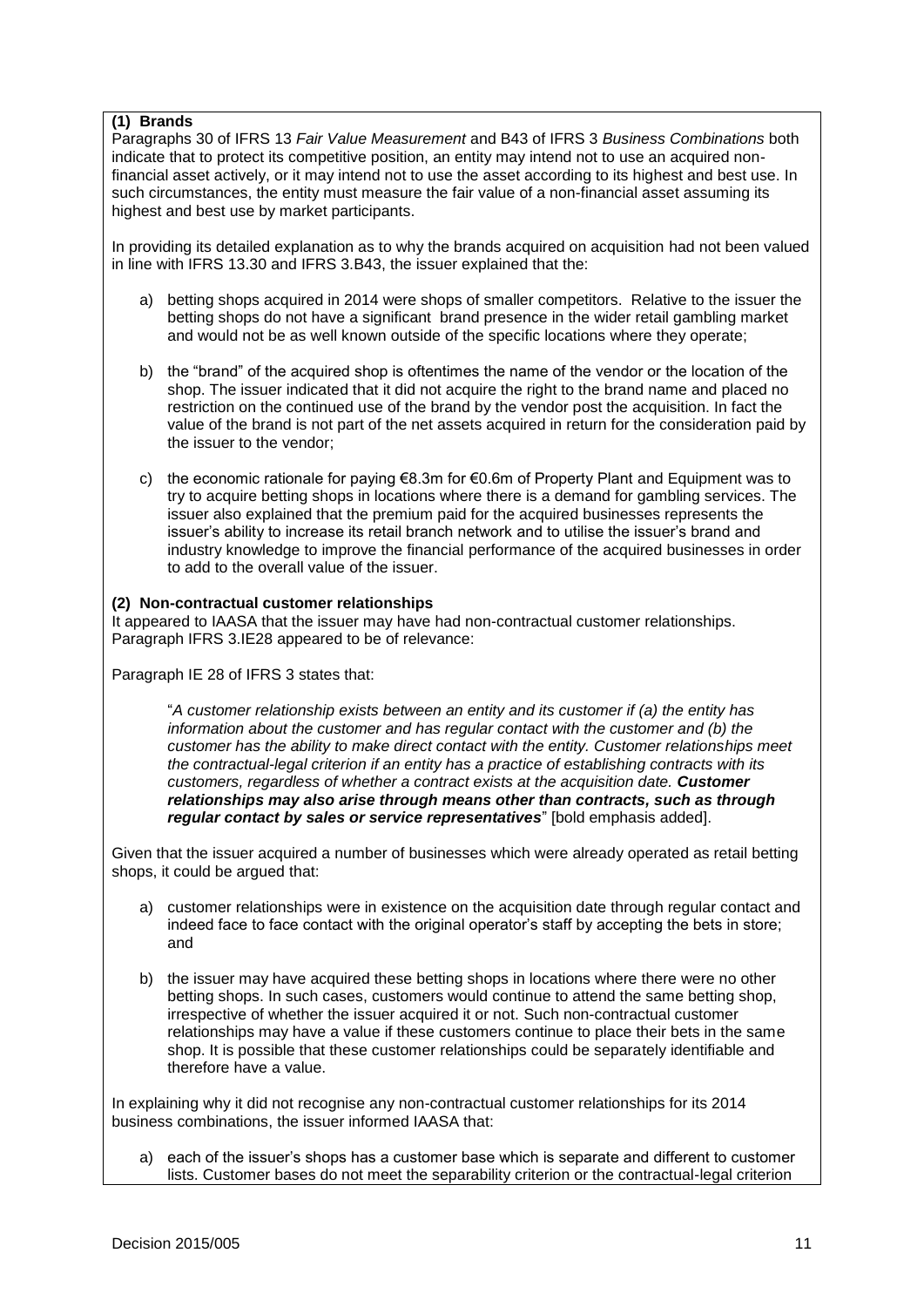**(1) Brands**

Paragraphs 30 of IFRS 13 *Fair Value Measurement* and B43 of IFRS 3 *Business Combinations* both indicate that to protect its competitive position, an entity may intend not to use an acquired non-financial asset actively, or it may intend not to use the asset according to its highest and best use. In such circumstances, the entity must measure the fair value of a non-financial asset assuming its highest and best use by market participants.

In providing its detailed explanation as to why the brands acquired on acquisition had not been valued in line with IFRS 13.30 and IFRS 3.B43, the issuer explained that the:

a) betting shops acquired in 2014 were shops of smaller competitors. Relative to the issuer the betting shops do not have a significant brand presence in the wider retail gambling market and would not be as well known outside of the specific locations where they operate;

b) the "brand" of the acquired shop is oftentimes the name of the vendor or the location of the shop. The issuer indicated that it did not acquire the right to the brand name and placed no restriction on the continued use of the brand by the vendor post the acquisition. In fact the value of the brand is not part of the net assets acquired in return for the consideration paid by the issuer to the vendor;

c) the economic rationale for paying €8.3m for €0.6m of Property Plant and Equipment was to try to acquire betting shops in locations where there is a demand for gambling services. The issuer also explained that the premium paid for the acquired businesses represents the issuer's ability to increase its retail branch network and to utilise the issuer's brand and industry knowledge to improve the financial performance of the acquired businesses in order to add to the overall value of the issuer.

**(2) Non-contractual customer relationships**

It appeared to IAASA that the issuer may have had non-contractual customer relationships. Paragraph IFRS 3.IE28 appeared to be of relevance:

Paragraph IE 28 of IFRS 3 states that:

> "*A customer relationship exists between an entity and its customer if (a) the entity has information about the customer and has regular contact with the customer and (b) the customer has the ability to make direct contact with the entity. Customer relationships meet the contractual-legal criterion if an entity has a practice of establishing contracts with its customers, regardless of whether a contract exists at the acquisition date.* ***Customer relationships may also arise through means other than contracts, such as through regular contact by sales or service representatives***" [bold emphasis added].

Given that the issuer acquired a number of businesses which were already operated as retail betting shops, it could be argued that:

a) customer relationships were in existence on the acquisition date through regular contact and indeed face to face contact with the original operator's staff by accepting the bets in store; and

b) the issuer may have acquired these betting shops in locations where there were no other betting shops. In such cases, customers would continue to attend the same betting shop, irrespective of whether the issuer acquired it or not. Such non-contractual customer relationships may have a value if these customers continue to place their bets in the same shop. It is possible that these customer relationships could be separately identifiable and therefore have a value.

In explaining why it did not recognise any non-contractual customer relationships for its 2014 business combinations, the issuer informed IAASA that:

a) each of the issuer's shops has a customer base which is separate and different to customer lists. Customer bases do not meet the separability criterion or the contractual-legal criterion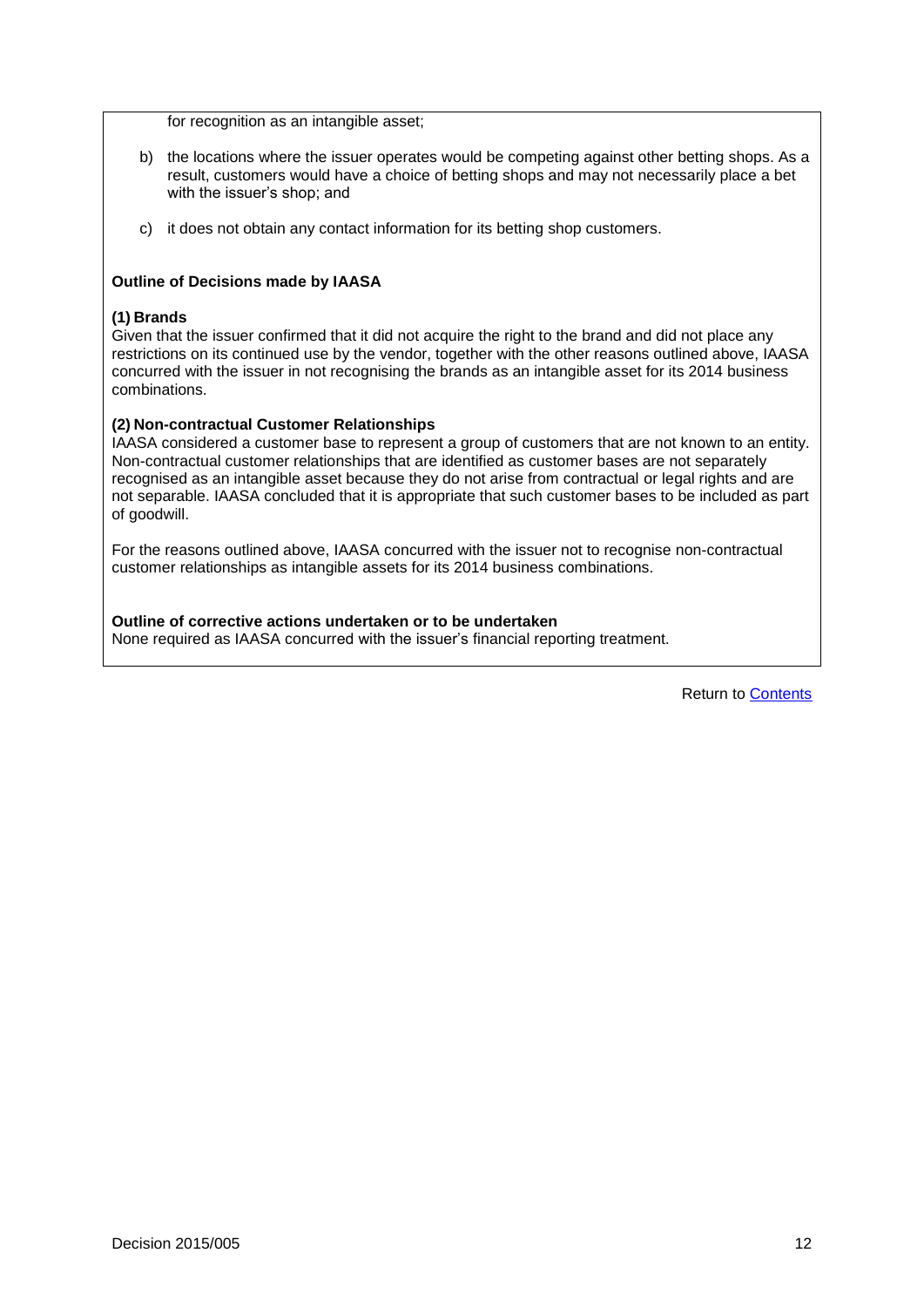for recognition as an intangible asset;

b) the locations where the issuer operates would be competing against other betting shops. As a result, customers would have a choice of betting shops and may not necessarily place a bet with the issuer's shop; and

c) it does not obtain any contact information for its betting shop customers.

**Outline of Decisions made by IAASA**

**(1) Brands**

Given that the issuer confirmed that it did not acquire the right to the brand and did not place any restrictions on its continued use by the vendor, together with the other reasons outlined above, IAASA concurred with the issuer in not recognising the brands as an intangible asset for its 2014 business combinations.

**(2) Non-contractual Customer Relationships**

IAASA considered a customer base to represent a group of customers that are not known to an entity. Non-contractual customer relationships that are identified as customer bases are not separately recognised as an intangible asset because they do not arise from contractual or legal rights and are not separable. IAASA concluded that it is appropriate that such customer bases to be included as part of goodwill.

For the reasons outlined above, IAASA concurred with the issuer not to recognise non-contractual customer relationships as intangible assets for its 2014 business combinations.

**Outline of corrective actions undertaken or to be undertaken**

None required as IAASA concurred with the issuer's financial reporting treatment.

Return to Contents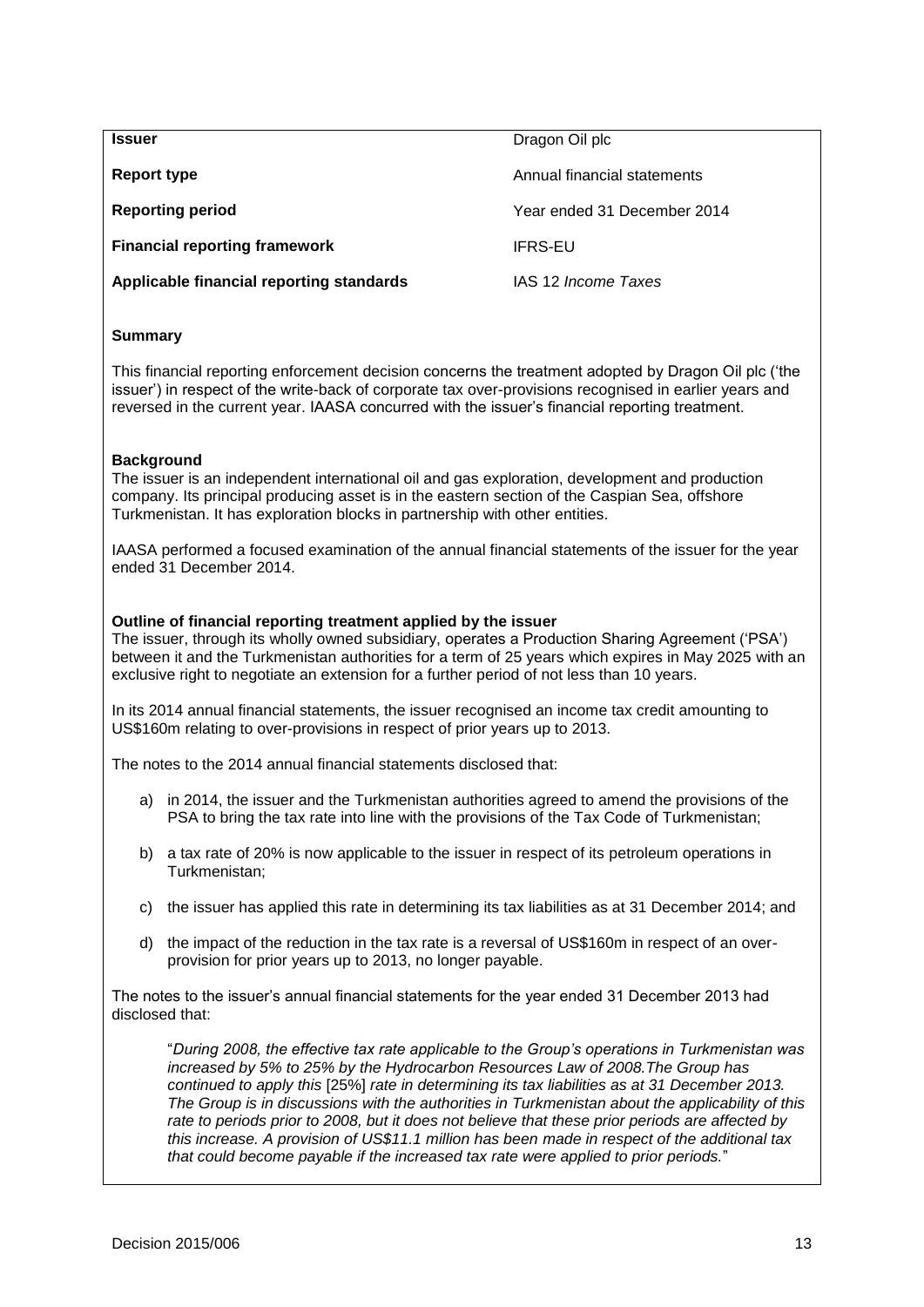| | |
|---|---|
| **Issuer** | Dragon Oil plc |
| **Report type** | Annual financial statements |
| **Reporting period** | Year ended 31 December 2014 |
| **Financial reporting framework** | IFRS-EU |
| **Applicable financial reporting standards** | IAS 12 *Income Taxes* |

**Summary**

This financial reporting enforcement decision concerns the treatment adopted by Dragon Oil plc ('the issuer') in respect of the write-back of corporate tax over-provisions recognised in earlier years and reversed in the current year. IAASA concurred with the issuer's financial reporting treatment.

**Background**

The issuer is an independent international oil and gas exploration, development and production company. Its principal producing asset is in the eastern section of the Caspian Sea, offshore Turkmenistan. It has exploration blocks in partnership with other entities.

IAASA performed a focused examination of the annual financial statements of the issuer for the year ended 31 December 2014.

**Outline of financial reporting treatment applied by the issuer**

The issuer, through its wholly owned subsidiary, operates a Production Sharing Agreement ('PSA') between it and the Turkmenistan authorities for a term of 25 years which expires in May 2025 with an exclusive right to negotiate an extension for a further period of not less than 10 years.

In its 2014 annual financial statements, the issuer recognised an income tax credit amounting to US$160m relating to over-provisions in respect of prior years up to 2013.

The notes to the 2014 annual financial statements disclosed that:

a) in 2014, the issuer and the Turkmenistan authorities agreed to amend the provisions of the PSA to bring the tax rate into line with the provisions of the Tax Code of Turkmenistan;

b) a tax rate of 20% is now applicable to the issuer in respect of its petroleum operations in Turkmenistan;

c) the issuer has applied this rate in determining its tax liabilities as at 31 December 2014; and

d) the impact of the reduction in the tax rate is a reversal of US$160m in respect of an over-provision for prior years up to 2013, no longer payable.

The notes to the issuer's annual financial statements for the year ended 31 December 2013 had disclosed that:

> "*During 2008, the effective tax rate applicable to the Group's operations in Turkmenistan was increased by 5% to 25% by the Hydrocarbon Resources Law of 2008.The Group has continued to apply this* [25%] *rate in determining its tax liabilities as at 31 December 2013. The Group is in discussions with the authorities in Turkmenistan about the applicability of this rate to periods prior to 2008, but it does not believe that these prior periods are affected by this increase. A provision of US$11.1 million has been made in respect of the additional tax that could become payable if the increased tax rate were applied to prior periods.*"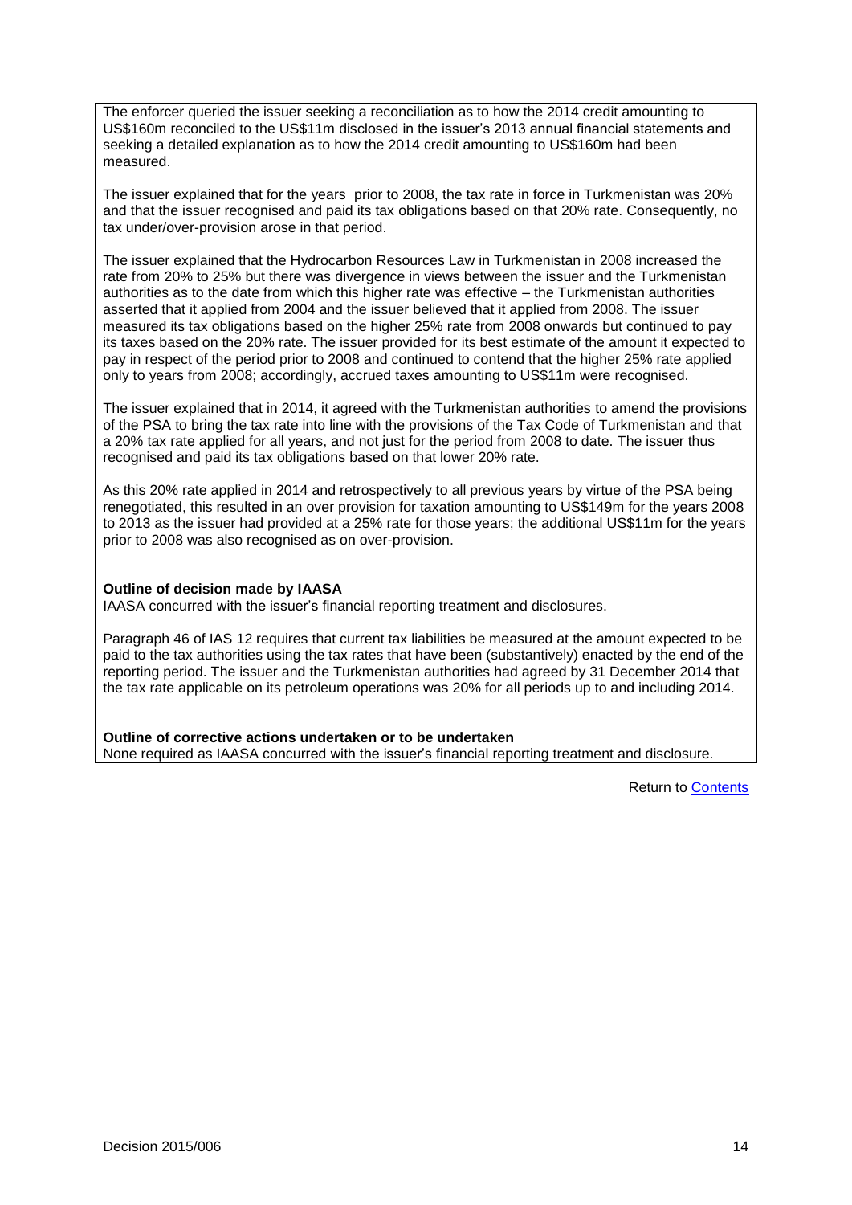The enforcer queried the issuer seeking a reconciliation as to how the 2014 credit amounting to US$160m reconciled to the US$11m disclosed in the issuer's 2013 annual financial statements and seeking a detailed explanation as to how the 2014 credit amounting to US$160m had been measured.

The issuer explained that for the years prior to 2008, the tax rate in force in Turkmenistan was 20% and that the issuer recognised and paid its tax obligations based on that 20% rate. Consequently, no tax under/over-provision arose in that period.

The issuer explained that the Hydrocarbon Resources Law in Turkmenistan in 2008 increased the rate from 20% to 25% but there was divergence in views between the issuer and the Turkmenistan authorities as to the date from which this higher rate was effective – the Turkmenistan authorities asserted that it applied from 2004 and the issuer believed that it applied from 2008. The issuer measured its tax obligations based on the higher 25% rate from 2008 onwards but continued to pay its taxes based on the 20% rate. The issuer provided for its best estimate of the amount it expected to pay in respect of the period prior to 2008 and continued to contend that the higher 25% rate applied only to years from 2008; accordingly, accrued taxes amounting to US$11m were recognised.

The issuer explained that in 2014, it agreed with the Turkmenistan authorities to amend the provisions of the PSA to bring the tax rate into line with the provisions of the Tax Code of Turkmenistan and that a 20% tax rate applied for all years, and not just for the period from 2008 to date. The issuer thus recognised and paid its tax obligations based on that lower 20% rate.

As this 20% rate applied in 2014 and retrospectively to all previous years by virtue of the PSA being renegotiated, this resulted in an over provision for taxation amounting to US$149m for the years 2008 to 2013 as the issuer had provided at a 25% rate for those years; the additional US$11m for the years prior to 2008 was also recognised as on over-provision.

**Outline of decision made by IAASA**

IAASA concurred with the issuer's financial reporting treatment and disclosures.

Paragraph 46 of IAS 12 requires that current tax liabilities be measured at the amount expected to be paid to the tax authorities using the tax rates that have been (substantively) enacted by the end of the reporting period. The issuer and the Turkmenistan authorities had agreed by 31 December 2014 that the tax rate applicable on its petroleum operations was 20% for all periods up to and including 2014.

**Outline of corrective actions undertaken or to be undertaken**

None required as IAASA concurred with the issuer's financial reporting treatment and disclosure.

Return to Contents